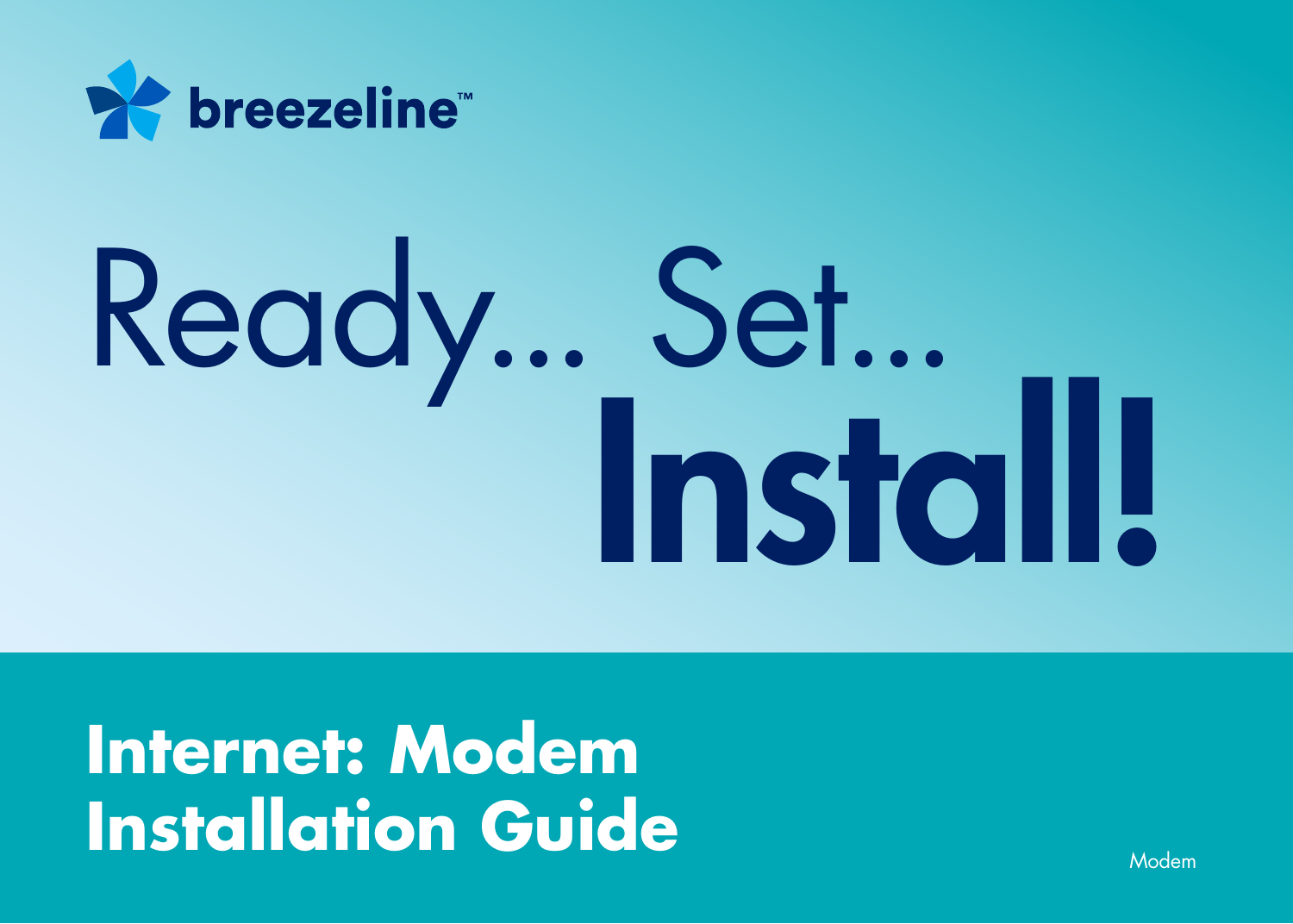breezeline™

# Ready... Set... Install!

## Internet: Modem Installation Guide

Modem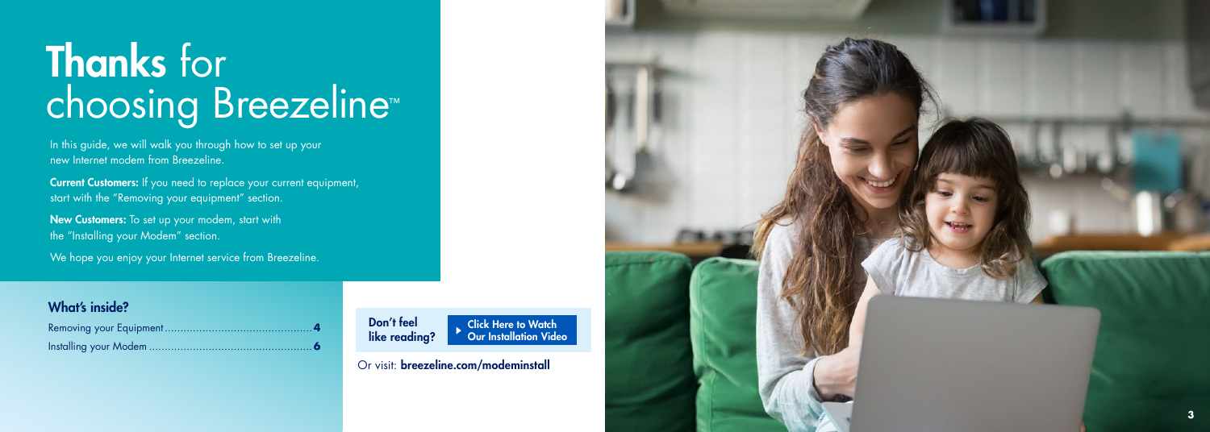# **Thanks** for choosing Breezeline™

In this guide, we will walk you through how to set up your new Internet modem from Breezeline.

**Current Customers:** If you need to replace your current equipment, start with the "Removing your equipment" section.

**New Customers:** To set up your modem, start with the "Installing your Modem" section.

We hope you enjoy your Internet service from Breezeline.

## What's inside?

Removing your Equipment .......... **4**

Installing your Modem .......... **6**

**Don't feel like reading?** Click Here to Watch Our Installation Video

Or visit: **breezeline.com/modeminstall**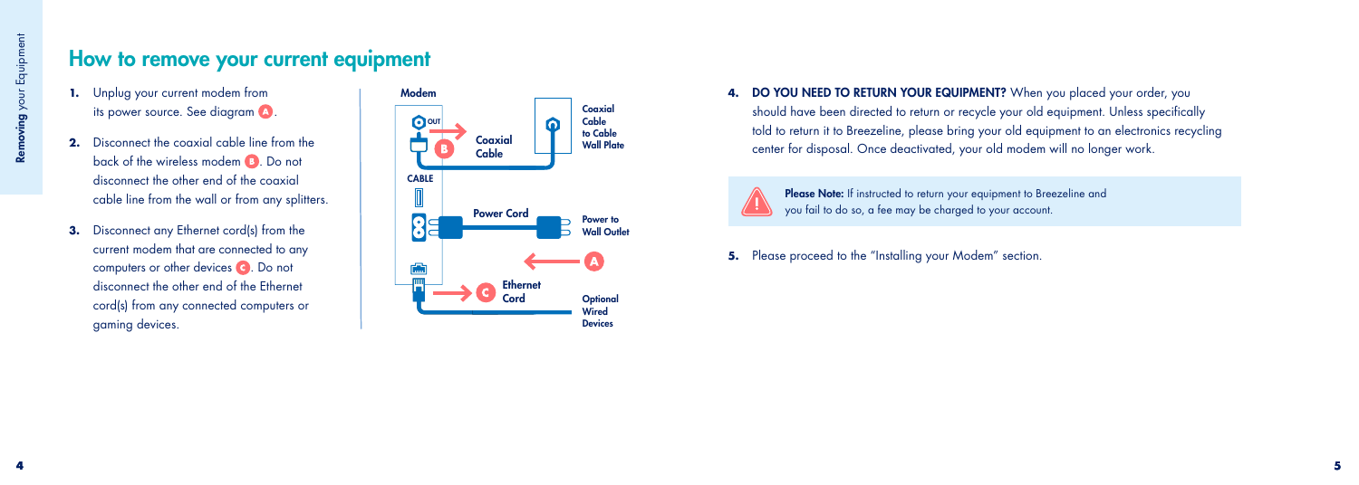## How to remove your current equipment

1. Unplug your current modem from its power source. See diagram **A**.
2. Disconnect the coaxial cable line from the back of the wireless modem **B**. Do not disconnect the other end of the coaxial cable line from the wall or from any splitters.
3. Disconnect any Ethernet cord(s) from the current modem that are connected to any computers or other devices **C**. Do not disconnect the other end of the Ethernet cord(s) from any connected computers or gaming devices.

**Modem**

OUT — **B** — **Coaxial Cable** — **Coaxial Cable to Cable Wall Plate**

CABLE

**Power Cord** — **Power to Wall Outlet** — **A**

**C** — **Ethernet Cord** — **Optional Wired Devices**

4. **DO YOU NEED TO RETURN YOUR EQUIPMENT?** When you placed your order, you should have been directed to return or recycle your old equipment. Unless specifically told to return it to Breezeline, please bring your old equipment to an electronics recycling center for disposal. Once deactivated, your old modem will no longer work.

> **Please Note:** If instructed to return your equipment to Breezeline and you fail to do so, a fee may be charged to your account.

5. Please proceed to the "Installing your Modem" section.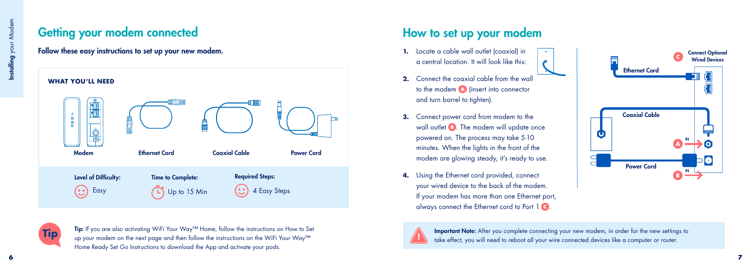## Getting your modem connected

**Follow these easy instructions to set up your new modem.**

**WHAT YOU'LL NEED**

Modem | Ethernet Cord | Coaxial Cable | Power Cord

| Level of Difficulty: | Time to Complete: | Required Steps: |
| --- | --- | --- |
| Easy | Up to 15 Min | 4 Easy Steps |

**Tip:** If you are also activating WiFi Your Way™ Home, follow the instructions on How to Set up your modem on the next page and then follow the instructions on the WiFi Your Way™ Home Ready Set Go Instructions to download the App and activate your pods.

## How to set up your modem

1. Locate a cable wall outlet (coaxial) in a central location. It will look like this:
2. Connect the coaxial cable from the wall to the modem **A** (insert into connector and turn barrel to tighten).
3. Connect power cord from modem to the wall outlet **B**. The modem will update once powered on. The process may take 5-10 minutes. When the lights in the front of the modem are glowing steady, it's ready to use.
4. Using the Ethernet cord provided, connect your wired device to the back of the modem. If your modem has more than one Ethernet port, always connect the Ethernet cord to Port 1 **C**.

Ethernet Cord — **C** Connect Optional Wired Devices

Coaxial Cable — IN **A**

Power Cord — IN **B**

**Important Note:** After you complete connecting your new modem, in order for the new settings to take effect, you will need to reboot all your wire connected devices like a computer or router.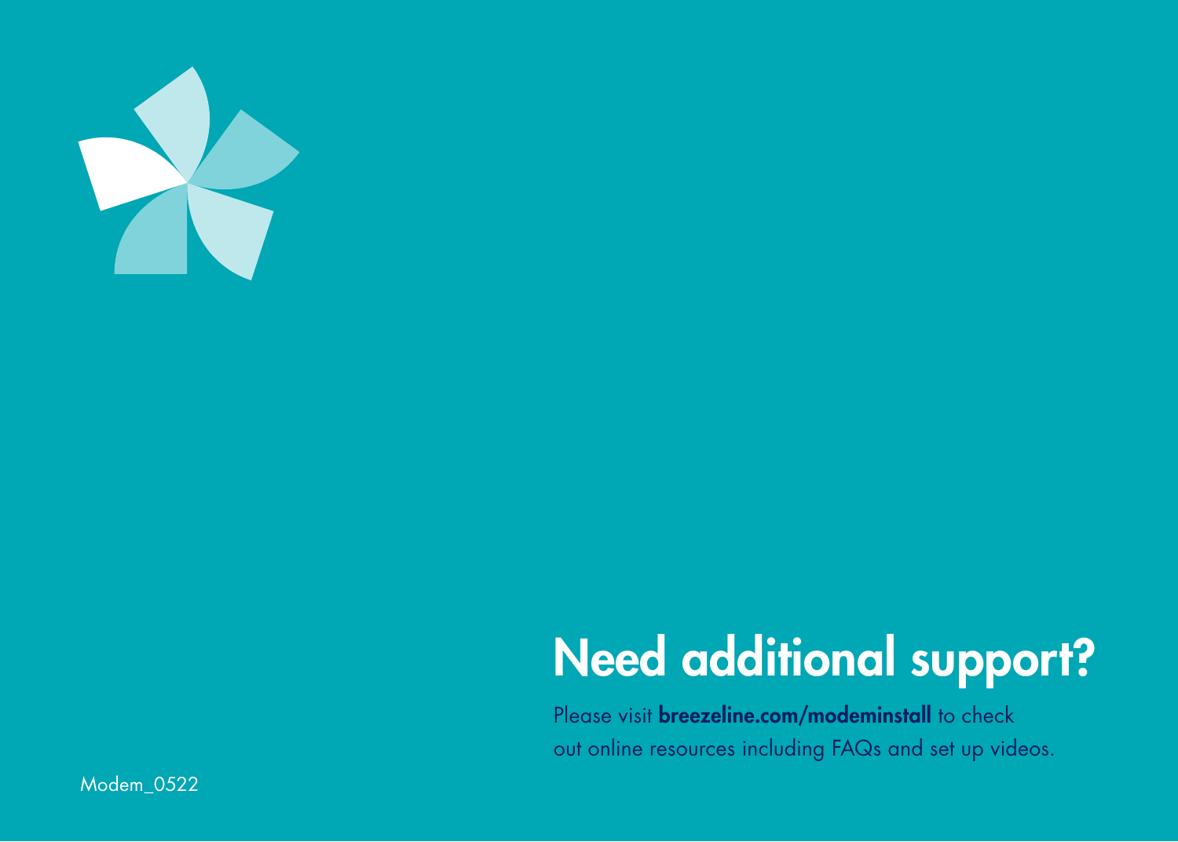# Need additional support?

Please visit **breezeline.com/modeminstall** to check out online resources including FAQs and set up videos.

Modem_0522